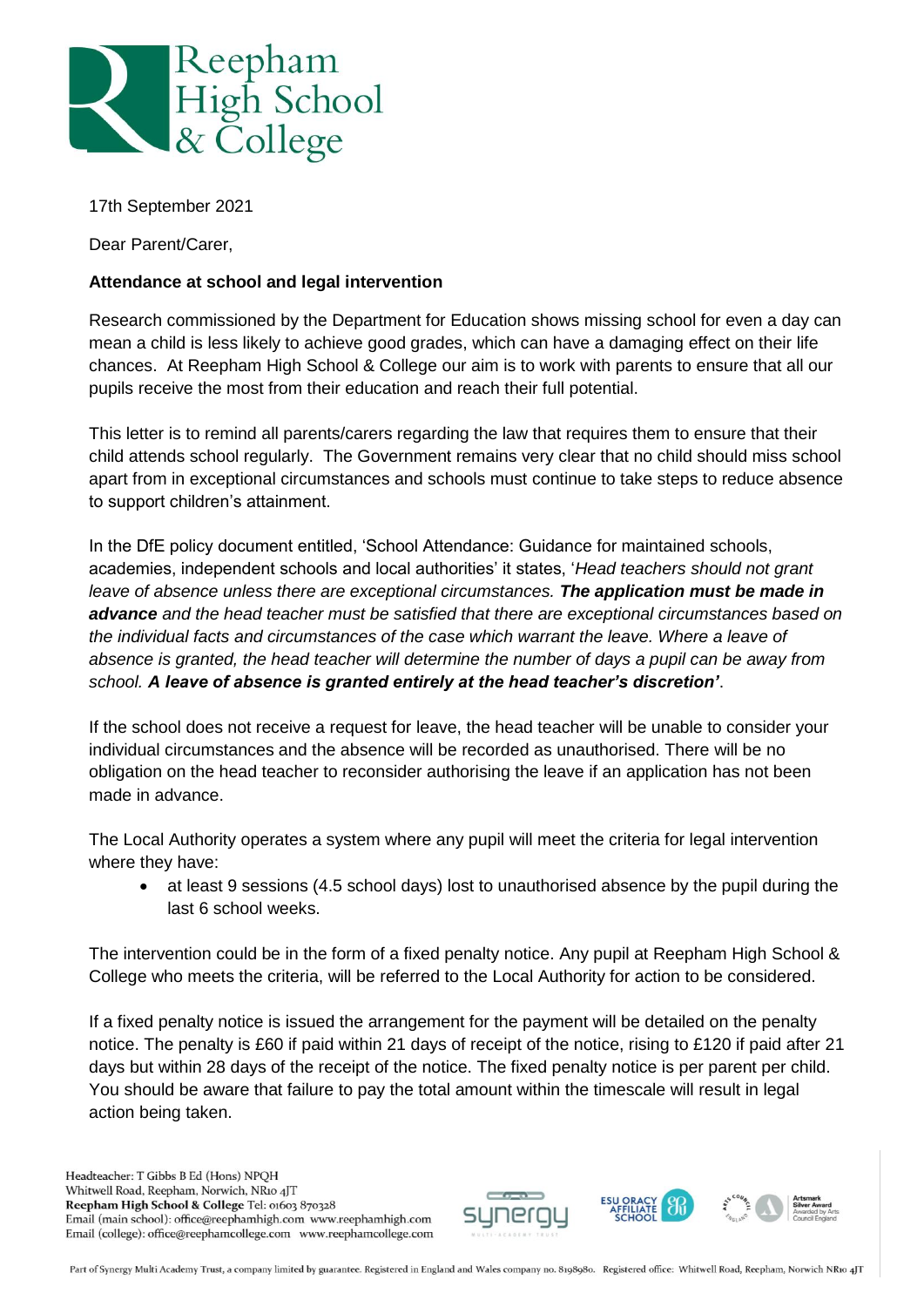Reepham High School & College

17th September 2021

Dear Parent/Carer,

**Attendance at school and legal intervention**

Research commissioned by the Department for Education shows missing school for even a day can mean a child is less likely to achieve good grades, which can have a damaging effect on their life chances. At Reepham High School & College our aim is to work with parents to ensure that all our pupils receive the most from their education and reach their full potential.

This letter is to remind all parents/carers regarding the law that requires them to ensure that their child attends school regularly. The Government remains very clear that no child should miss school apart from in exceptional circumstances and schools must continue to take steps to reduce absence to support children's attainment.

In the DfE policy document entitled, 'School Attendance: Guidance for maintained schools, academies, independent schools and local authorities' it states, '*Head teachers should not grant leave of absence unless there are exceptional circumstances.* ***The application must be made in advance*** *and the head teacher must be satisfied that there are exceptional circumstances based on the individual facts and circumstances of the case which warrant the leave. Where a leave of absence is granted, the head teacher will determine the number of days a pupil can be away from school.* ***A leave of absence is granted entirely at the head teacher's discretion'***.

If the school does not receive a request for leave, the head teacher will be unable to consider your individual circumstances and the absence will be recorded as unauthorised. There will be no obligation on the head teacher to reconsider authorising the leave if an application has not been made in advance.

The Local Authority operates a system where any pupil will meet the criteria for legal intervention where they have:

- at least 9 sessions (4.5 school days) lost to unauthorised absence by the pupil during the last 6 school weeks.

The intervention could be in the form of a fixed penalty notice. Any pupil at Reepham High School & College who meets the criteria, will be referred to the Local Authority for action to be considered.

If a fixed penalty notice is issued the arrangement for the payment will be detailed on the penalty notice. The penalty is £60 if paid within 21 days of receipt of the notice, rising to £120 if paid after 21 days but within 28 days of the receipt of the notice. The fixed penalty notice is per parent per child. You should be aware that failure to pay the total amount within the timescale will result in legal action being taken.

Headteacher: T Gibbs B Ed (Hons) NPQH
Whitwell Road, Reepham, Norwich, NR10 4JT
**Reepham High School & College** Tel: 01603 870328
Email (main school): office@reephamhigh.com www.reephamhigh.com
Email (college): office@reephamcollege.com www.reephamcollege.com

Part of Synergy Multi Academy Trust, a company limited by guarantee. Registered in England and Wales company no. 8198980. Registered office: Whitwell Road, Reepham, Norwich NR10 4JT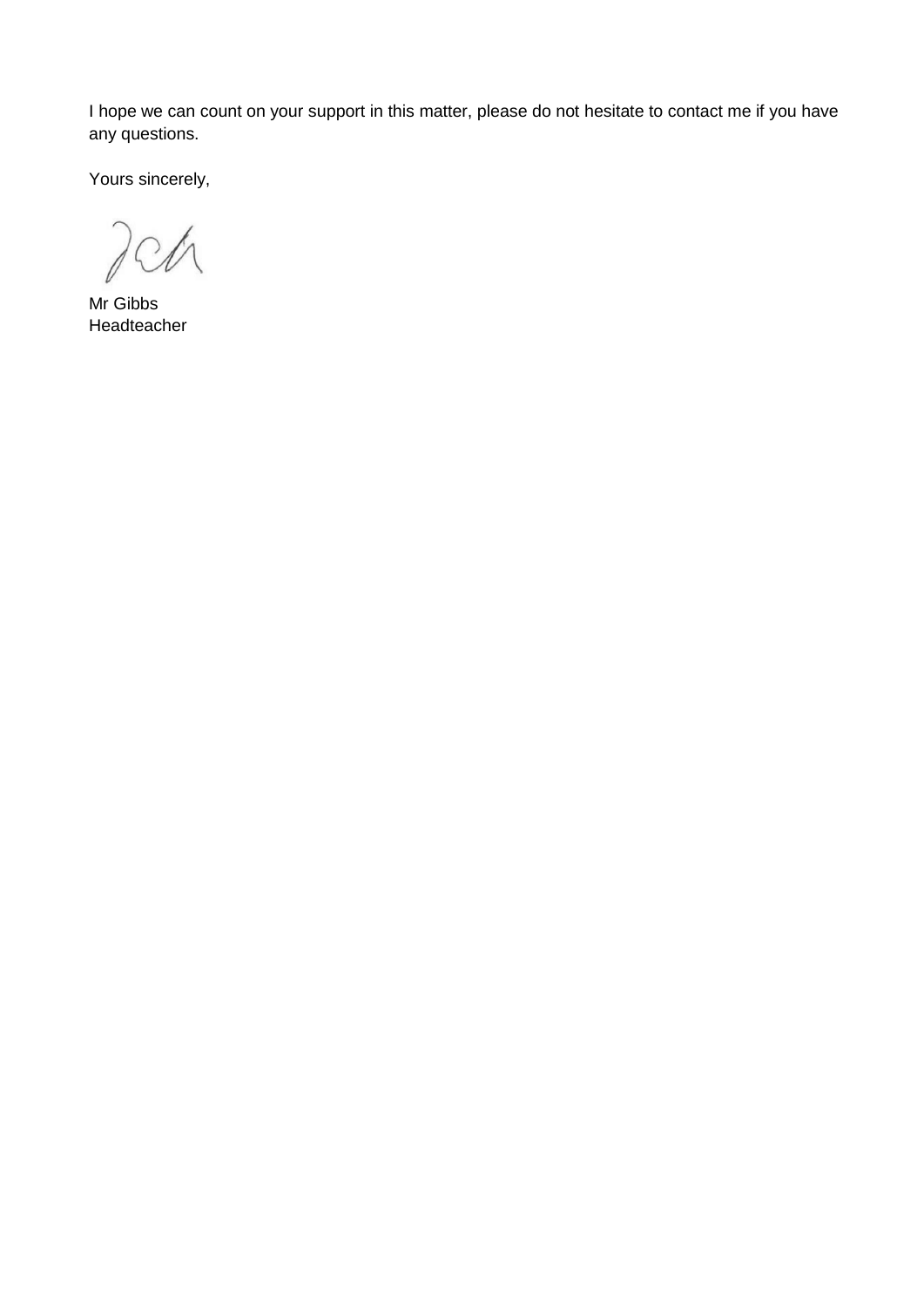I hope we can count on your support in this matter, please do not hesitate to contact me if you have any questions.

Yours sincerely,

Mr Gibbs
Headteacher